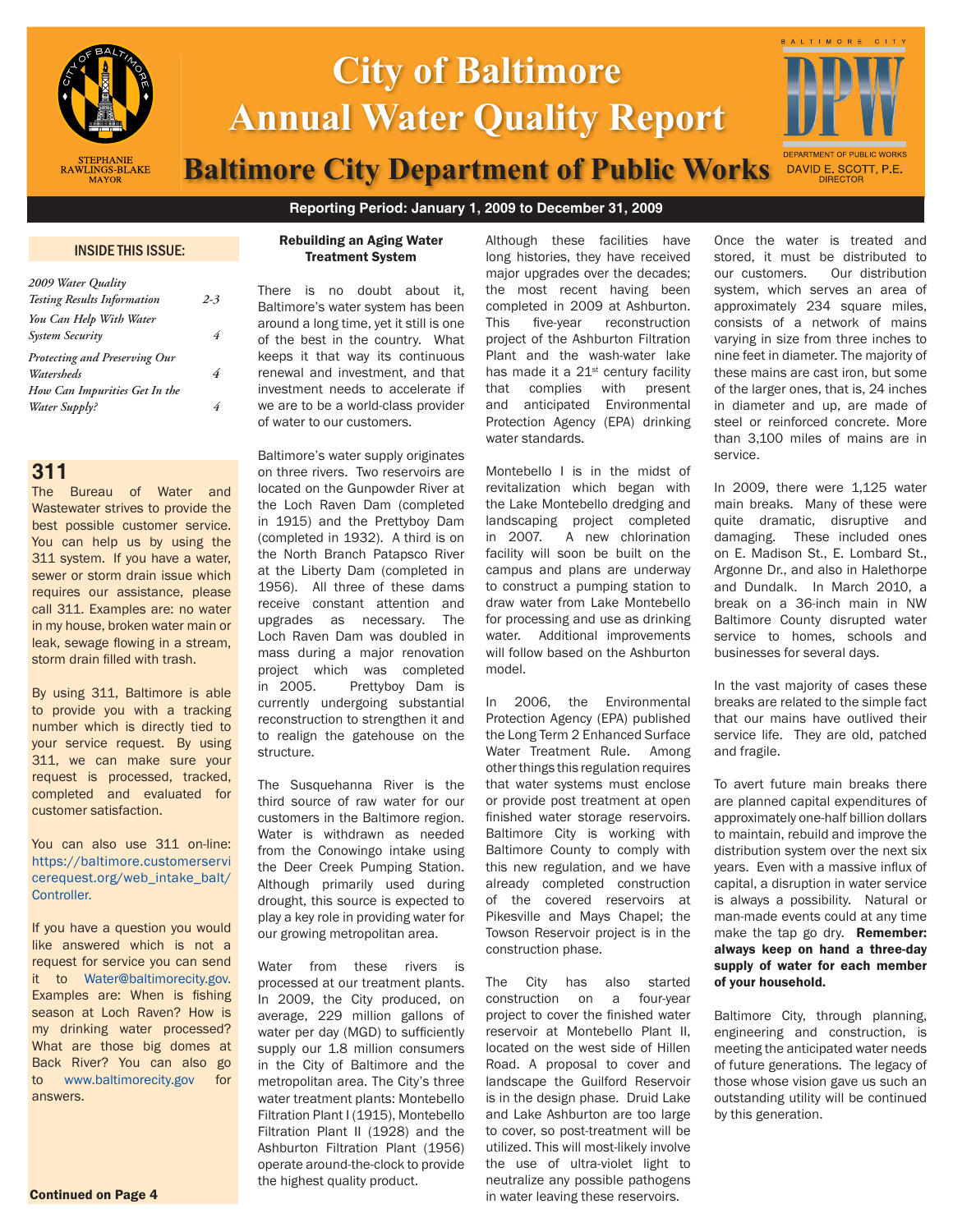# City of Baltimore Annual Water Quality Report

## Baltimore City Department of Public Works

STEPHANIE RAWLINGS-BLAKE
MAYOR

BALTIMORE CITY DPW
DEPARTMENT OF PUBLIC WORKS
DAVID E. SCOTT, P.E.
DIRECTOR

**Reporting Period: January 1, 2009 to December 31, 2009**

### INSIDE THIS ISSUE:

| | |
|---|---|
| *2009 Water Quality Testing Results Information* | 2-3 |
| *You Can Help With Water System Security* | 4 |
| *Protecting and Preserving Our Watersheds* | 4 |
| *How Can Impurities Get In the Water Supply?* | 4 |

## 311

The Bureau of Water and Wastewater strives to provide the best possible customer service. You can help us by using the 311 system. If you have a water, sewer or storm drain issue which requires our assistance, please call 311. Examples are: no water in my house, broken water main or leak, sewage flowing in a stream, storm drain filled with trash.

By using 311, Baltimore is able to provide you with a tracking number which is directly tied to your service request. By using 311, we can make sure your request is processed, tracked, completed and evaluated for customer satisfaction.

You can also use 311 on-line: https://baltimore.customerservicerequest.org/web_intake_balt/Controller.

If you have a question you would like answered which is not a request for service you can send it to Water@baltimorecity.gov. Examples are: When is fishing season at Loch Raven? How is my drinking water processed? What are those big domes at Back River? You can also go to www.baltimorecity.gov for answers.

**Continued on Page 4**

### Rebuilding an Aging Water Treatment System

There is no doubt about it, Baltimore's water system has been around a long time, yet it still is one of the best in the country. What keeps it that way its continuous renewal and investment, and that investment needs to accelerate if we are to be a world-class provider of water to our customers.

Baltimore's water supply originates on three rivers. Two reservoirs are located on the Gunpowder River at the Loch Raven Dam (completed in 1915) and the Prettyboy Dam (completed in 1932). A third is on the North Branch Patapsco River at the Liberty Dam (completed in 1956). All three of these dams receive constant attention and upgrades as necessary. The Loch Raven Dam was doubled in mass during a major renovation project which was completed in 2005. Prettyboy Dam is currently undergoing substantial reconstruction to strengthen it and to realign the gatehouse on the structure.

The Susquehanna River is the third source of raw water for our customers in the Baltimore region. Water is withdrawn as needed from the Conowingo intake using the Deer Creek Pumping Station. Although primarily used during drought, this source is expected to play a key role in providing water for our growing metropolitan area.

Water from these rivers is processed at our treatment plants. In 2009, the City produced, on average, 229 million gallons of water per day (MGD) to sufficiently supply our 1.8 million consumers in the City of Baltimore and the metropolitan area. The City's three water treatment plants: Montebello Filtration Plant I (1915), Montebello Filtration Plant II (1928) and the Ashburton Filtration Plant (1956) operate around-the-clock to provide the highest quality product.

Although these facilities have long histories, they have received major upgrades over the decades; the most recent having been completed in 2009 at Ashburton. This five-year reconstruction project of the Ashburton Filtration Plant and the wash-water lake has made it a 21st century facility that complies with present and anticipated Environmental Protection Agency (EPA) drinking water standards.

Montebello I is in the midst of revitalization which began with the Lake Montebello dredging and landscaping project completed in 2007. A new chlorination facility will soon be built on the campus and plans are underway to construct a pumping station to draw water from Lake Montebello for processing and use as drinking water. Additional improvements will follow based on the Ashburton model.

In 2006, the Environmental Protection Agency (EPA) published the Long Term 2 Enhanced Surface Water Treatment Rule. Among other things this regulation requires that water systems must enclose or provide post treatment at open finished water storage reservoirs. Baltimore City is working with Baltimore County to comply with this new regulation, and we have already completed construction of the covered reservoirs at Pikesville and Mays Chapel; the Towson Reservoir project is in the construction phase.

The City has also started construction on a four-year project to cover the finished water reservoir at Montebello Plant II, located on the west side of Hillen Road. A proposal to cover and landscape the Guilford Reservoir is in the design phase. Druid Lake and Lake Ashburton are too large to cover, so post-treatment will be utilized. This will most-likely involve the use of ultra-violet light to neutralize any possible pathogens in water leaving these reservoirs.

Once the water is treated and stored, it must be distributed to our customers. Our distribution system, which serves an area of approximately 234 square miles, consists of a network of mains varying in size from three inches to nine feet in diameter. The majority of these mains are cast iron, but some of the larger ones, that is, 24 inches in diameter and up, are made of steel or reinforced concrete. More than 3,100 miles of mains are in service.

In 2009, there were 1,125 water main breaks. Many of these were quite dramatic, disruptive and damaging. These included ones on E. Madison St., E. Lombard St., Argonne Dr., and also in Halethorpe and Dundalk. In March 2010, a break on a 36-inch main in NW Baltimore County disrupted water service to homes, schools and businesses for several days.

In the vast majority of cases these breaks are related to the simple fact that our mains have outlived their service life. They are old, patched and fragile.

To avert future main breaks there are planned capital expenditures of approximately one-half billion dollars to maintain, rebuild and improve the distribution system over the next six years. Even with a massive influx of capital, a disruption in water service is always a possibility. Natural or man-made events could at any time make the tap go dry. **Remember: always keep on hand a three-day supply of water for each member of your household.**

Baltimore City, through planning, engineering and construction, is meeting the anticipated water needs of future generations. The legacy of those whose vision gave us such an outstanding utility will be continued by this generation.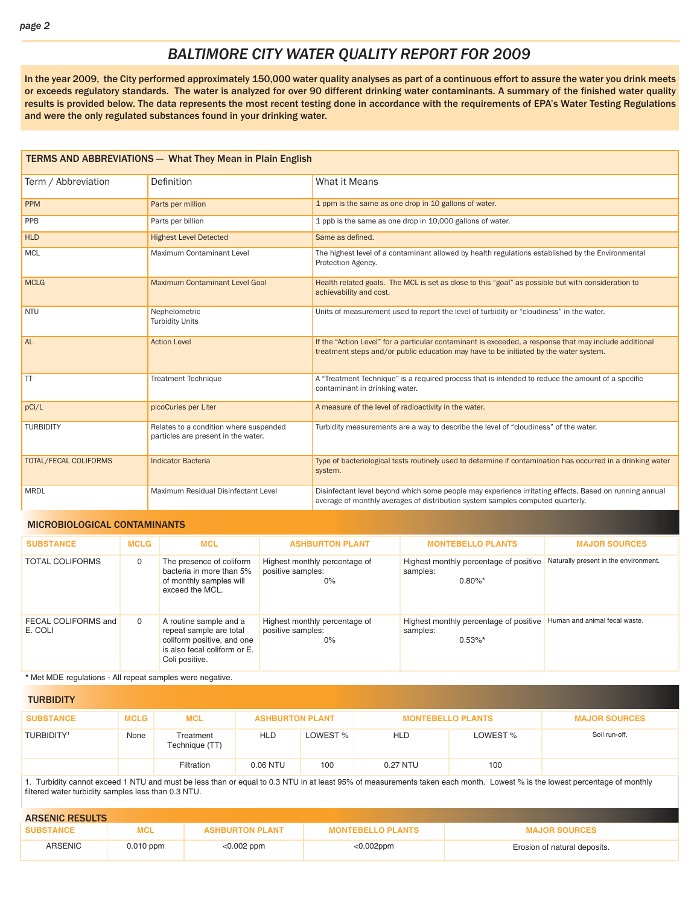# BALTIMORE CITY WATER QUALITY REPORT FOR 2009

**In the year 2009, the City performed approximately 150,000 water quality analyses as part of a continuous effort to assure the water you drink meets or exceeds regulatory standards. The water is analyzed for over 90 different drinking water contaminants. A summary of the finished water quality results is provided below. The data represents the most recent testing done in accordance with the requirements of EPA's Water Testing Regulations and were the only regulated substances found in your drinking water.**

## TERMS AND ABBREVIATIONS — What They Mean in Plain English

| Term / Abbreviation | Definition | What it Means |
|---|---|---|
| PPM | Parts per million | 1 ppm is the same as one drop in 10 gallons of water. |
| PPB | Parts per billion | 1 ppb is the same as one drop in 10,000 gallons of water. |
| HLD | Highest Level Detected | Same as defined. |
| MCL | Maximum Contaminant Level | The highest level of a contaminant allowed by health regulations established by the Environmental Protection Agency. |
| MCLG | Maximum Contaminant Level Goal | Health related goals. The MCL is set as close to this "goal" as possible but with consideration to achievability and cost. |
| NTU | Nephelometric Turbidity Units | Units of measurement used to report the level of turbidity or "cloudiness" in the water. |
| AL | Action Level | If the "Action Level" for a particular contaminant is exceeded, a response that may include additional treatment steps and/or public education may have to be initiated by the water system. |
| TT | Treatment Technique | A "Treatment Technique" is a required process that is intended to reduce the amount of a specific contaminant in drinking water. |
| pCi/L | picoCuries per Liter | A measure of the level of radioactivity in the water. |
| TURBIDITY | Relates to a condition where suspended particles are present in the water. | Turbidity measurements are a way to describe the level of "cloudiness" of the water. |
| TOTAL/FECAL COLIFORMS | Indicator Bacteria | Type of bacteriological tests routinely used to determine if contamination has occurred in a drinking water system. |
| MRDL | Maximum Residual Disinfectant Level | Disinfectant level beyond which some people may experience irritating effects. Based on running annual average of monthly averages of distribution system samples computed quarterly. |

## MICROBIOLOGICAL CONTAMINANTS

| SUBSTANCE | MCLG | MCL | ASHBURTON PLANT | MONTEBELLO PLANTS | MAJOR SOURCES |
|---|---|---|---|---|---|
| TOTAL COLIFORMS | 0 | The presence of coliform bacteria in more than 5% of monthly samples will exceed the MCL. | Highest monthly percentage of positive samples: 0% | Highest monthly percentage of positive samples: 0.80%* | Naturally present in the environment. |
| FECAL COLIFORMS and E. COLI | 0 | A routine sample and a repeat sample are total coliform positive, and one is also fecal coliform or E. Coli positive. | Highest monthly percentage of positive samples: 0% | Highest monthly percentage of positive samples: 0.53%* | Human and animal fecal waste. |

\* Met MDE regulations - All repeat samples were negative.

## TURBIDITY

| SUBSTANCE | MCLG | MCL | ASHBURTON PLANT | | MONTEBELLO PLANTS | | MAJOR SOURCES |
|---|---|---|---|---|---|---|---|
| | | | HLD | LOWEST % | HLD | LOWEST % | |
| TURBIDITY[1] | None | Treatment Technique (TT) | | | | | Soil run-off. |
| | | Filtration | 0.06 NTU | 100 | 0.27 NTU | 100 | |

1. Turbidity cannot exceed 1 NTU and must be less than or equal to 0.3 NTU in at least 95% of measurements taken each month. Lowest % is the lowest percentage of monthly filtered water turbidity samples less than 0.3 NTU.

## ARSENIC RESULTS

| SUBSTANCE | MCL | ASHBURTON PLANT | MONTEBELLO PLANTS | MAJOR SOURCES |
|---|---|---|---|---|
| ARSENIC | 0.010 ppm | <0.002 ppm | <0.002ppm | Erosion of natural deposits. |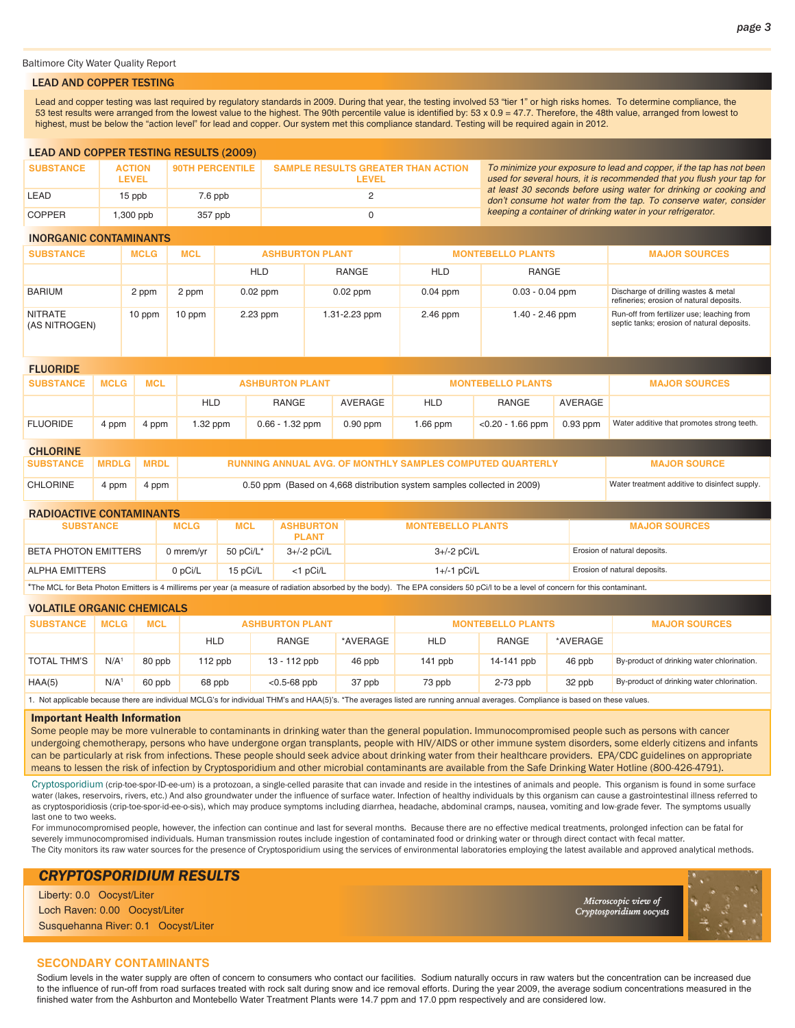Baltimore City Water Quality Report

## LEAD AND COPPER TESTING

Lead and copper testing was last required by regulatory standards in 2009. During that year, the testing involved 53 "tier 1" or high risks homes. To determine compliance, the 53 test results were arranged from the lowest value to the highest. The 90th percentile value is identified by: 53 x 0.9 = 47.7. Therefore, the 48th value, arranged from lowest to highest, must be below the "action level" for lead and copper. Our system met this compliance standard. Testing will be required again in 2012.

## LEAD AND COPPER TESTING RESULTS (2009)

| SUBSTANCE | ACTION LEVEL | 90TH PERCENTILE | SAMPLE RESULTS GREATER THAN ACTION LEVEL |
|---|---|---|---|
| LEAD | 15 ppb | 7.6 ppb | 2 |
| COPPER | 1,300 ppb | 357 ppb | 0 |

*To minimize your exposure to lead and copper, if the tap has not been used for several hours, it is recommended that you flush your tap for at least 30 seconds before using water for drinking or cooking and don't consume hot water from the tap. To conserve water, consider keeping a container of drinking water in your refrigerator.*

## INORGANIC CONTAMINANTS

| SUBSTANCE | MCLG | MCL | ASHBURTON PLANT | | MONTEBELLO PLANTS | | MAJOR SOURCES |
|---|---|---|---|---|---|---|---|
| | | | HLD | RANGE | HLD | RANGE | |
| BARIUM | 2 ppm | 2 ppm | 0.02 ppm | 0.02 ppm | 0.04 ppm | 0.03 - 0.04 ppm | Discharge of drilling wastes & metal refineries; erosion of natural deposits. |
| NITRATE (AS NITROGEN) | 10 ppm | 10 ppm | 2.23 ppm | 1.31-2.23 ppm | 2.46 ppm | 1.40 - 2.46 ppm | Run-off from fertilizer use; leaching from septic tanks; erosion of natural deposits. |

## FLUORIDE

| SUBSTANCE | MCLG | MCL | ASHBURTON PLANT | | | MONTEBELLO PLANTS | | | MAJOR SOURCES |
|---|---|---|---|---|---|---|---|---|---|
| | | | HLD | RANGE | AVERAGE | HLD | RANGE | AVERAGE | |
| FLUORIDE | 4 ppm | 4 ppm | 1.32 ppm | 0.66 - 1.32 ppm | 0.90 ppm | 1.66 ppm | <0.20 - 1.66 ppm | 0.93 ppm | Water additive that promotes strong teeth. |

## CHLORINE

| SUBSTANCE | MRDLG | MRDL | RUNNING ANNUAL AVG. OF MONTHLY SAMPLES COMPUTED QUARTERLY | MAJOR SOURCE |
|---|---|---|---|---|
| CHLORINE | 4 ppm | 4 ppm | 0.50 ppm (Based on 4,668 distribution system samples collected in 2009) | Water treatment additive to disinfect supply. |

## RADIOACTIVE CONTAMINANTS

| SUBSTANCE | MCLG | MCL | ASHBURTON PLANT | MONTEBELLO PLANTS | MAJOR SOURCES |
|---|---|---|---|---|---|
| BETA PHOTON EMITTERS | 0 mrem/yr | 50 pCi/L* | 3+/-2 pCi/L | 3+/-2 pCi/L | Erosion of natural deposits. |
| ALPHA EMITTERS | 0 pCi/L | 15 pCi/L | <1 pCi/L | 1+/-1 pCi/L | Erosion of natural deposits. |

*The MCL for Beta Photon Emitters is 4 millirems per year (a measure of radiation absorbed by the body). The EPA considers 50 pCi/l to be a level of concern for this contaminant.

## VOLATILE ORGANIC CHEMICALS

| SUBSTANCE | MCLG | MCL | ASHBURTON PLANT | | | MONTEBELLO PLANTS | | | MAJOR SOURCES |
|---|---|---|---|---|---|---|---|---|---|
| | | | HLD | RANGE | *AVERAGE | HLD | RANGE | *AVERAGE | |
| TOTAL THM'S | N/A[1] | 80 ppb | 112 ppb | 13 - 112 ppb | 46 ppb | 141 ppb | 14-141 ppb | 46 ppb | By-product of drinking water chlorination. |
| HAA(5) | N/A[1] | 60 ppb | 68 ppb | <0.5-68 ppb | 37 ppb | 73 ppb | 2-73 ppb | 32 ppb | By-product of drinking water chlorination. |

1. Not applicable because there are individual MCLG's for individual THM's and HAA(5)'s. *The averages listed are running annual averages. Compliance is based on these values.

### Important Health Information

Some people may be more vulnerable to contaminants in drinking water than the general population. Immunocompromised people such as persons with cancer undergoing chemotherapy, persons who have undergone organ transplants, people with HIV/AIDS or other immune system disorders, some elderly citizens and infants can be particularly at risk from infections. These people should seek advice about drinking water from their healthcare providers. EPA/CDC guidelines on appropriate means to lessen the risk of infection by Cryptosporidium and other microbial contaminants are available from the Safe Drinking Water Hotline (800-426-4791).

Cryptosporidium (crip-toe-spor-ID-ee-um) is a protozoan, a single-celled parasite that can invade and reside in the intestines of animals and people. This organism is found in some surface water (lakes, reservoirs, rivers, etc.) And also groundwater under the influence of surface water. Infection of healthy individuals by this organism can cause a gastrointestinal illness referred to as cryptosporidiosis (crip-toe-spor-id-ee-o-sis), which may produce symptoms including diarrhea, headache, abdominal cramps, nausea, vomiting and low-grade fever. The symptoms usually last one to two weeks.

For immunocompromised people, however, the infection can continue and last for several months. Because there are no effective medical treatments, prolonged infection can be fatal for severely immunocompromised individuals. Human transmission routes include ingestion of contaminated food or drinking water or through direct contact with fecal matter.

The City monitors its raw water sources for the presence of Cryptosporidium using the services of environmental laboratories employing the latest available and approved analytical methods.

## *CRYPTOSPORIDIUM RESULTS*

Liberty: 0.0 Oocyst/Liter

Loch Raven: 0.00 Oocyst/Liter

Susquehanna River: 0.1 Oocyst/Liter

*Microscopic view of Cryptosporidium oocysts*

## SECONDARY CONTAMINANTS

Sodium levels in the water supply are often of concern to consumers who contact our facilities. Sodium naturally occurs in raw waters but the concentration can be increased due to the influence of run-off from road surfaces treated with rock salt during snow and ice removal efforts. During the year 2009, the average sodium concentrations measured in the finished water from the Ashburton and Montebello Water Treatment Plants were 14.7 ppm and 17.0 ppm respectively and are considered low.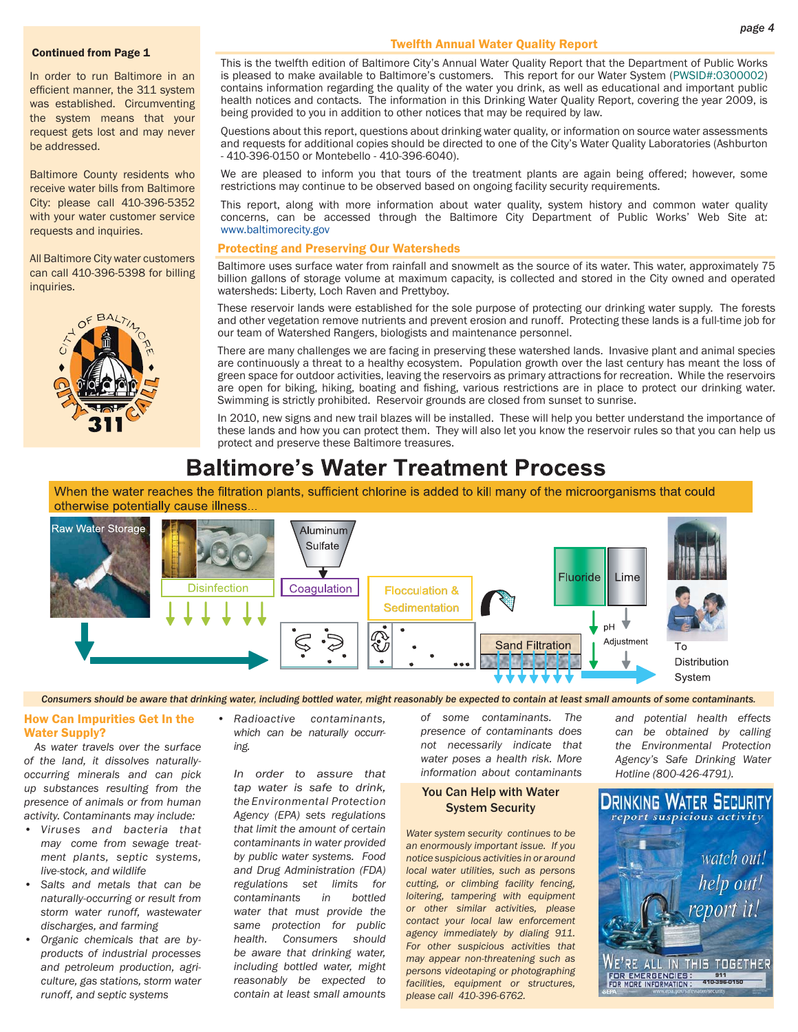**Continued from Page 1**

In order to run Baltimore in an efficient manner, the 311 system was established. Circumventing the system means that your request gets lost and may never be addressed.

Baltimore County residents who receive water bills from Baltimore City: please call 410-396-5352 with your water customer service requests and inquiries.

All Baltimore City water customers can call 410-396-5398 for billing inquiries.

CITY OF BALTIMORE
CITY CALL
311

## Twelfth Annual Water Quality Report

This is the twelfth edition of Baltimore City's Annual Water Quality Report that the Department of Public Works is pleased to make available to Baltimore's customers. This report for our Water System (PWSID#:0300002) contains information regarding the quality of the water you drink, as well as educational and important public health notices and contacts. The information in this Drinking Water Quality Report, covering the year 2009, is being provided to you in addition to other notices that may be required by law.

Questions about this report, questions about drinking water quality, or information on source water assessments and requests for additional copies should be directed to one of the City's Water Quality Laboratories (Ashburton - 410-396-0150 or Montebello - 410-396-6040).

We are pleased to inform you that tours of the treatment plants are again being offered; however, some restrictions may continue to be observed based on ongoing facility security requirements.

This report, along with more information about water quality, system history and common water quality concerns, can be accessed through the Baltimore City Department of Public Works' Web Site at: www.baltimorecity.gov

## Protecting and Preserving Our Watersheds

Baltimore uses surface water from rainfall and snowmelt as the source of its water. This water, approximately 75 billion gallons of storage volume at maximum capacity, is collected and stored in the City owned and operated watersheds: Liberty, Loch Raven and Prettyboy.

These reservoir lands were established for the sole purpose of protecting our drinking water supply. The forests and other vegetation remove nutrients and prevent erosion and runoff. Protecting these lands is a full-time job for our team of Watershed Rangers, biologists and maintenance personnel.

There are many challenges we are facing in preserving these watershed lands. Invasive plant and animal species are continuously a threat to a healthy ecosystem. Population growth over the last century has meant the loss of green space for outdoor activities, leaving the reservoirs as primary attractions for recreation. While the reservoirs are open for biking, hiking, boating and fishing, various restrictions are in place to protect our drinking water. Swimming is strictly prohibited. Reservoir grounds are closed from sunset to sunrise.

In 2010, new signs and new trail blazes will be installed. These will help you better understand the importance of these lands and how you can protect them. They will also let you know the reservoir rules so that you can help us protect and preserve these Baltimore treasures.

# Baltimore's Water Treatment Process

When the water reaches the filtration plants, sufficient chlorine is added to kill many of the microorganisms that could otherwise potentially cause illness...

Raw Water Storage
Disinfection
Aluminum Sulfate
Coagulation
Flocculation & Sedimentation
Sand Filtration
Fluoride
Lime
pH Adjustment
To Distribution System

*Consumers should be aware that drinking water, including bottled water, might reasonably be expected to contain at least small amounts of some contaminants.*

## How Can Impurities Get In the Water Supply?

*As water travels over the surface of the land, it dissolves naturally-occurring minerals and can pick up substances resulting from the presence of animals or from human activity. Contaminants may include:*

- *Viruses and bacteria that may come from sewage treatment plants, septic systems, live-stock, and wildlife*
- *Salts and metals that can be naturally-occurring or result from storm water runoff, wastewater discharges, and farming*
- *Organic chemicals that are by-products of industrial processes and petroleum production, agriculture, gas stations, storm water runoff, and septic systems*
- *Radioactive contaminants, which can be naturally occurring.*

*In order to assure that tap water is safe to drink, the Environmental Protection Agency (EPA) sets regulations that limit the amount of certain contaminants in water provided by public water systems. Food and Drug Administration (FDA) regulations set limits for contaminants in bottled water that must provide the same protection for public health. Consumers should be aware that drinking water, including bottled water, might reasonably be expected to contain at least small amounts of some contaminants. The presence of contaminants does not necessarily indicate that water poses a health risk. More information about contaminants and potential health effects can be obtained by calling the Environmental Protection Agency's Safe Drinking Water Hotline (800-426-4791).*

## You Can Help with Water System Security

*Water system security continues to be an enormously important issue. If you notice suspicious activities in or around local water utilities, such as persons cutting, or climbing facility fencing, loitering, tampering with equipment or other similar activities, please contact your local law enforcement agency immediately by dialing 911. For other suspicious activities that may appear non-threatening such as persons videotaping or photographing facilities, equipment or structures, please call 410-396-6762.*

DRINKING WATER SECURITY
report suspicious activity
watch out!
help out!
report it!
WE'RE ALL IN THIS TOGETHER
FOR EMERGENCIES: 911
FOR MORE INFORMATION: 410-396-0150
www.epa.gov/safewater/security